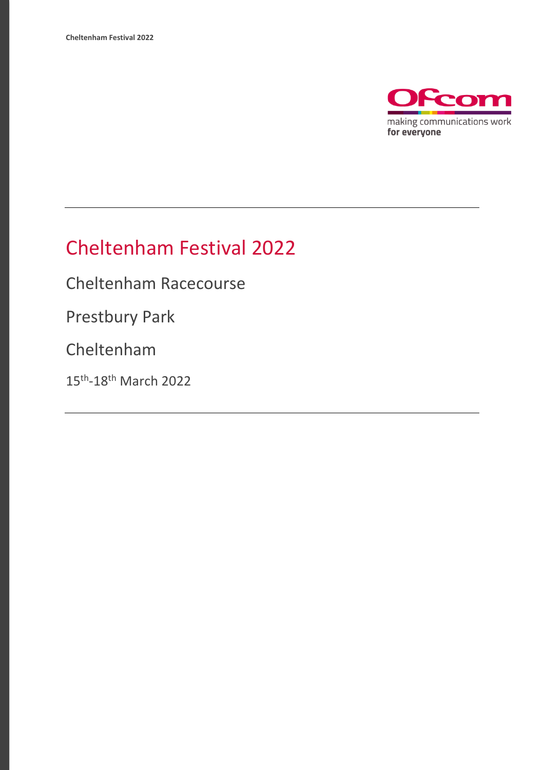# Cheltenham Festival 2022

Cheltenham Racecourse

Prestbury Park

Cheltenham

15th-18th March 2022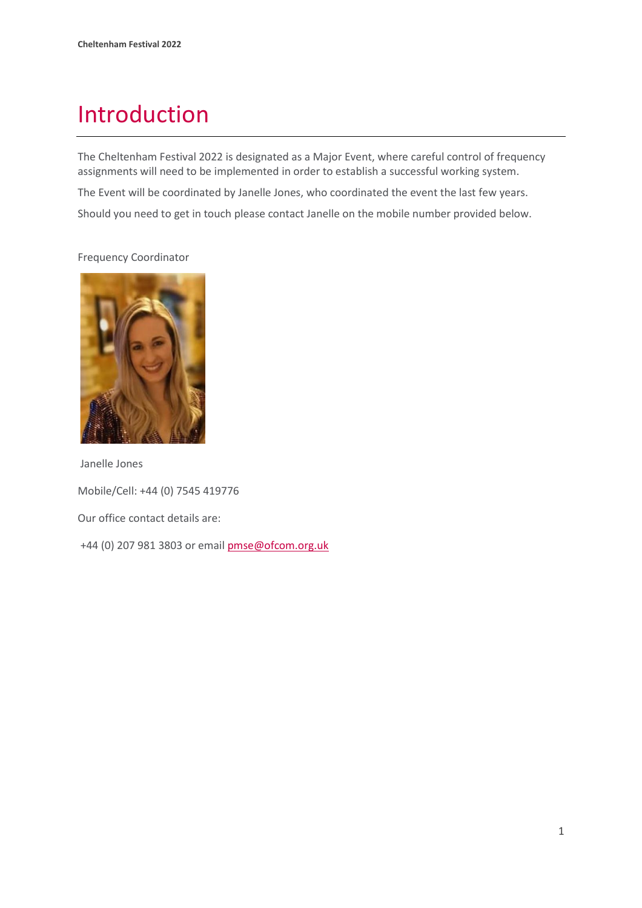# Introduction

The Cheltenham Festival 2022 is designated as a Major Event, where careful control of frequency assignments will need to be implemented in order to establish a successful working system.

The Event will be coordinated by Janelle Jones, who coordinated the event the last few years.

Should you need to get in touch please contact Janelle on the mobile number provided below.

Frequency Coordinator

Janelle Jones

Mobile/Cell: +44 (0) 7545 419776

Our office contact details are:

+44 (0) 207 981 3803 or email pmse@ofcom.org.uk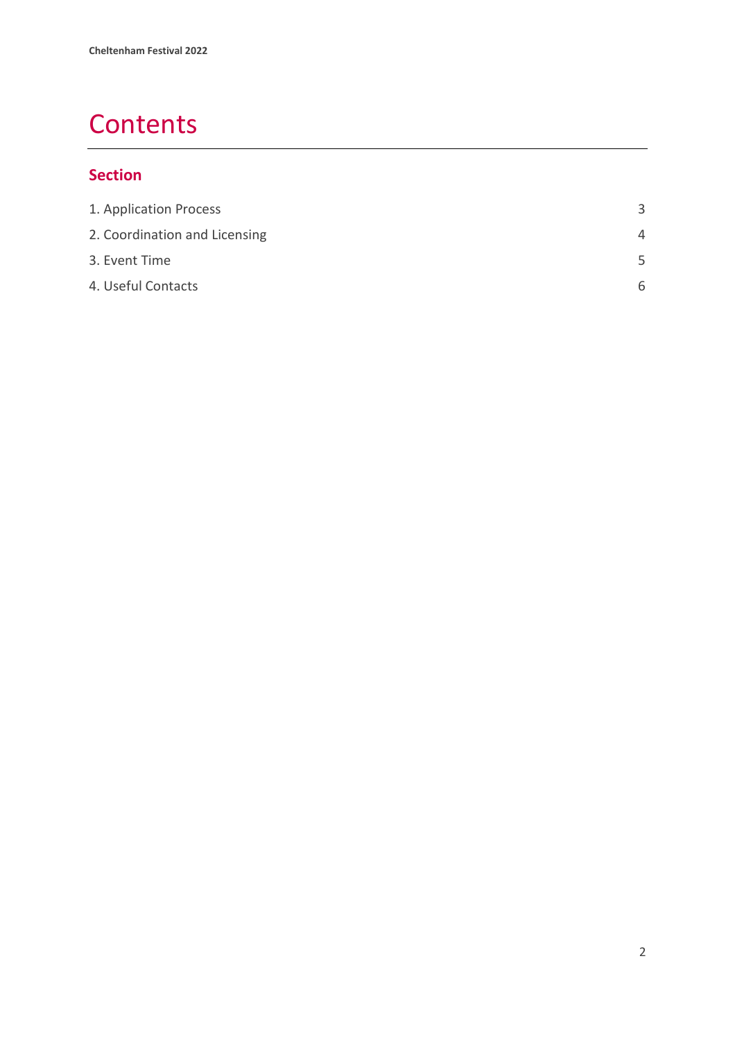# Contents

## Section

| | |
|---|---|
| 1. Application Process | 3 |
| 2. Coordination and Licensing | 4 |
| 3. Event Time | 5 |
| 4. Useful Contacts | 6 |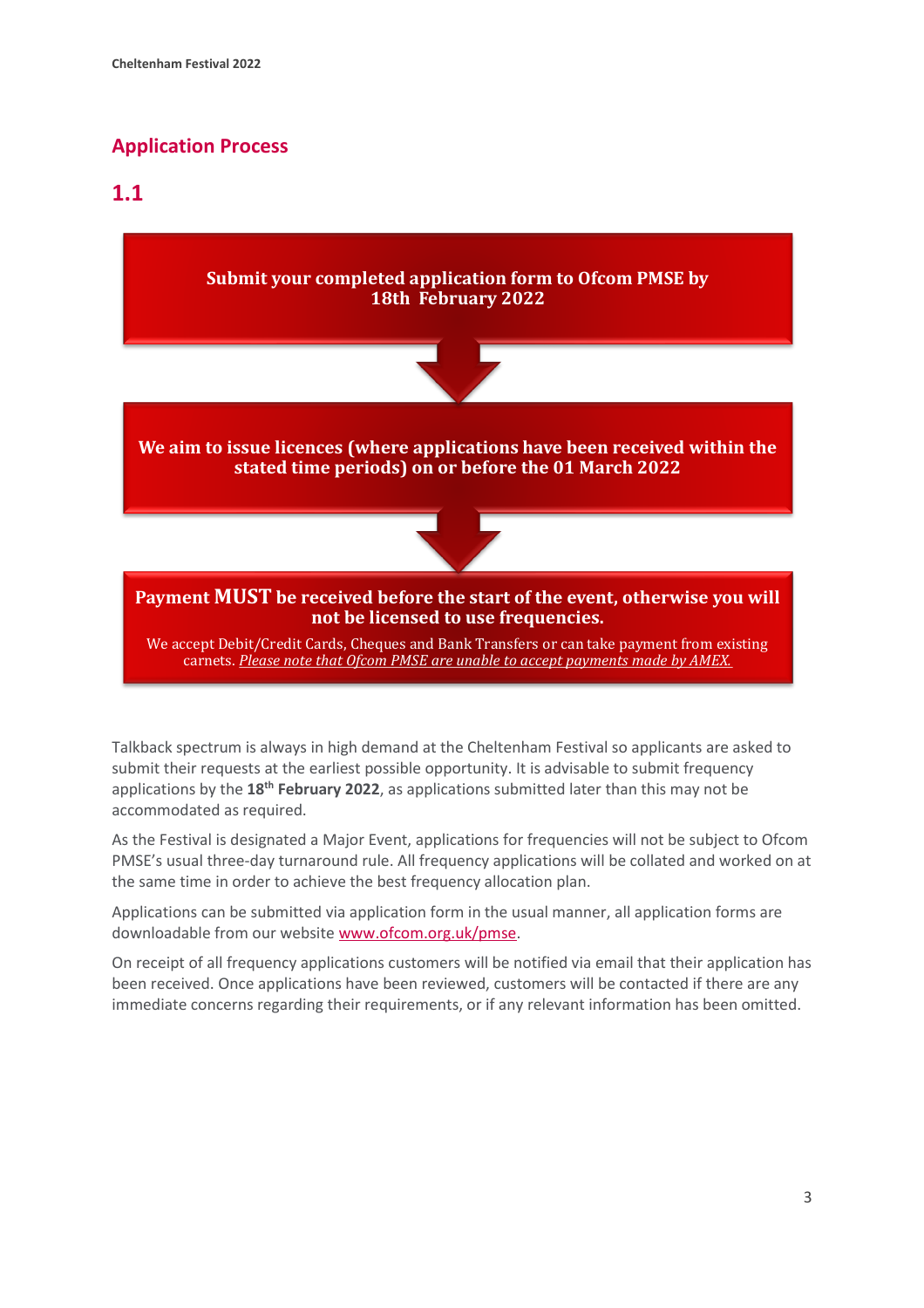## Application Process

### 1.1

**Submit your completed application form to Ofcom PMSE by 18th February 2022**

**We aim to issue licences (where applications have been received within the stated time periods) on or before the 01 March 2022**

**Payment MUST be received before the start of the event, otherwise you will not be licensed to use frequencies.**

We accept Debit/Credit Cards, Cheques and Bank Transfers or can take payment from existing carnets. *Please note that Ofcom PMSE are unable to accept payments made by AMEX.*

Talkback spectrum is always in high demand at the Cheltenham Festival so applicants are asked to submit their requests at the earliest possible opportunity. It is advisable to submit frequency applications by the **18th February 2022**, as applications submitted later than this may not be accommodated as required.

As the Festival is designated a Major Event, applications for frequencies will not be subject to Ofcom PMSE's usual three-day turnaround rule. All frequency applications will be collated and worked on at the same time in order to achieve the best frequency allocation plan.

Applications can be submitted via application form in the usual manner, all application forms are downloadable from our website www.ofcom.org.uk/pmse.

On receipt of all frequency applications customers will be notified via email that their application has been received. Once applications have been reviewed, customers will be contacted if there are any immediate concerns regarding their requirements, or if any relevant information has been omitted.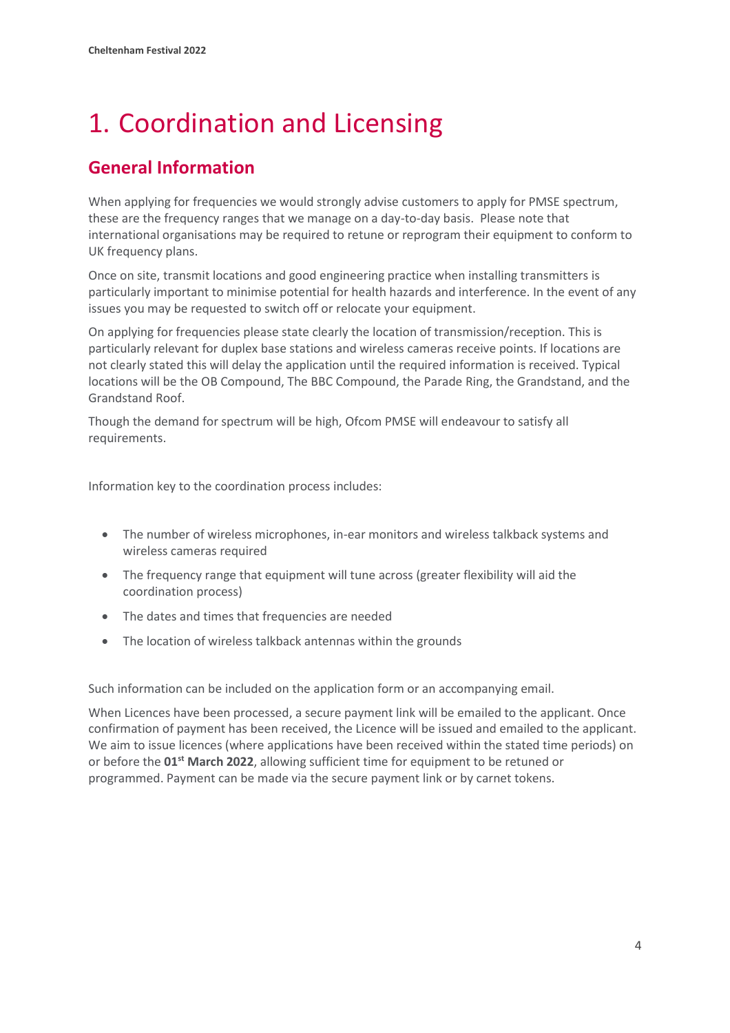# 1. Coordination and Licensing

## General Information

When applying for frequencies we would strongly advise customers to apply for PMSE spectrum, these are the frequency ranges that we manage on a day-to-day basis. Please note that international organisations may be required to retune or reprogram their equipment to conform to UK frequency plans.

Once on site, transmit locations and good engineering practice when installing transmitters is particularly important to minimise potential for health hazards and interference. In the event of any issues you may be requested to switch off or relocate your equipment.

On applying for frequencies please state clearly the location of transmission/reception. This is particularly relevant for duplex base stations and wireless cameras receive points. If locations are not clearly stated this will delay the application until the required information is received. Typical locations will be the OB Compound, The BBC Compound, the Parade Ring, the Grandstand, and the Grandstand Roof.

Though the demand for spectrum will be high, Ofcom PMSE will endeavour to satisfy all requirements.

Information key to the coordination process includes:

- The number of wireless microphones, in-ear monitors and wireless talkback systems and wireless cameras required
- The frequency range that equipment will tune across (greater flexibility will aid the coordination process)
- The dates and times that frequencies are needed
- The location of wireless talkback antennas within the grounds

Such information can be included on the application form or an accompanying email.

When Licences have been processed, a secure payment link will be emailed to the applicant. Once confirmation of payment has been received, the Licence will be issued and emailed to the applicant. We aim to issue licences (where applications have been received within the stated time periods) on or before the **01st March 2022**, allowing sufficient time for equipment to be retuned or programmed. Payment can be made via the secure payment link or by carnet tokens.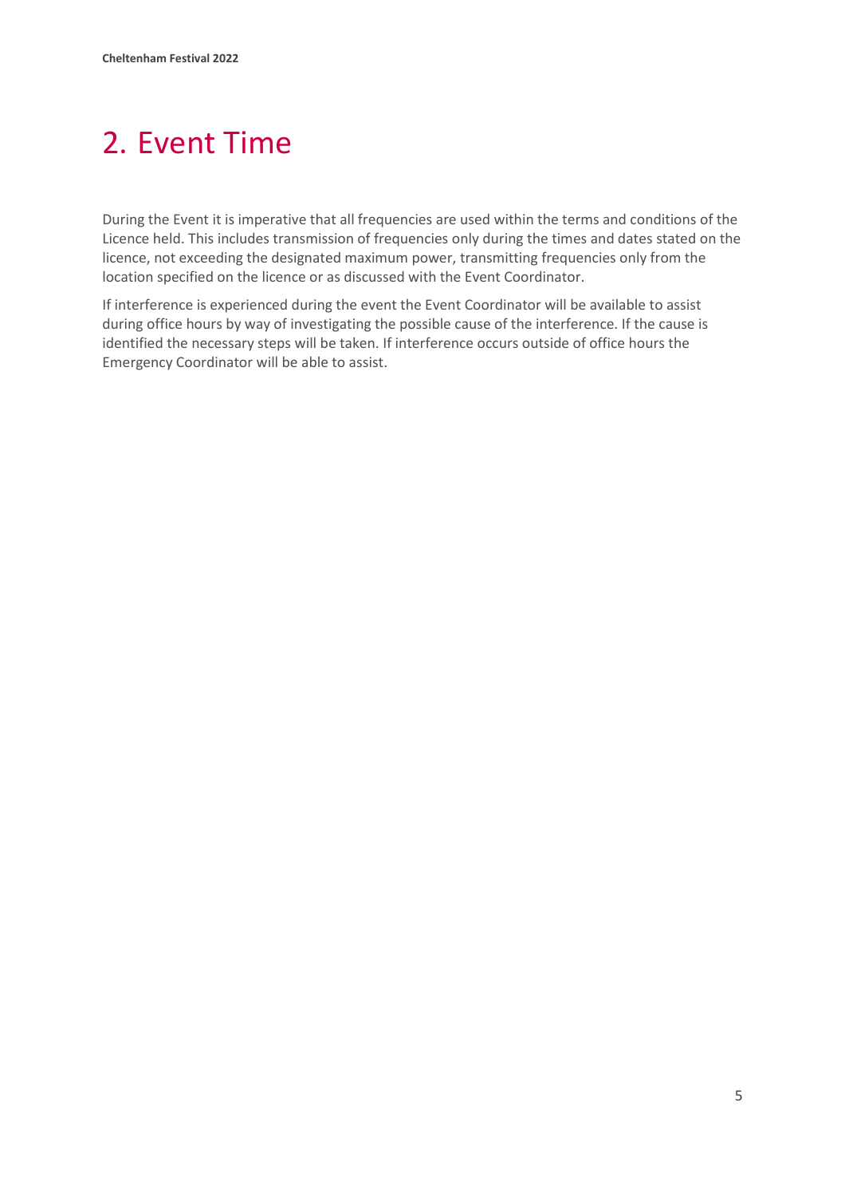# 2. Event Time

During the Event it is imperative that all frequencies are used within the terms and conditions of the Licence held. This includes transmission of frequencies only during the times and dates stated on the licence, not exceeding the designated maximum power, transmitting frequencies only from the location specified on the licence or as discussed with the Event Coordinator.

If interference is experienced during the event the Event Coordinator will be available to assist during office hours by way of investigating the possible cause of the interference. If the cause is identified the necessary steps will be taken. If interference occurs outside of office hours the Emergency Coordinator will be able to assist.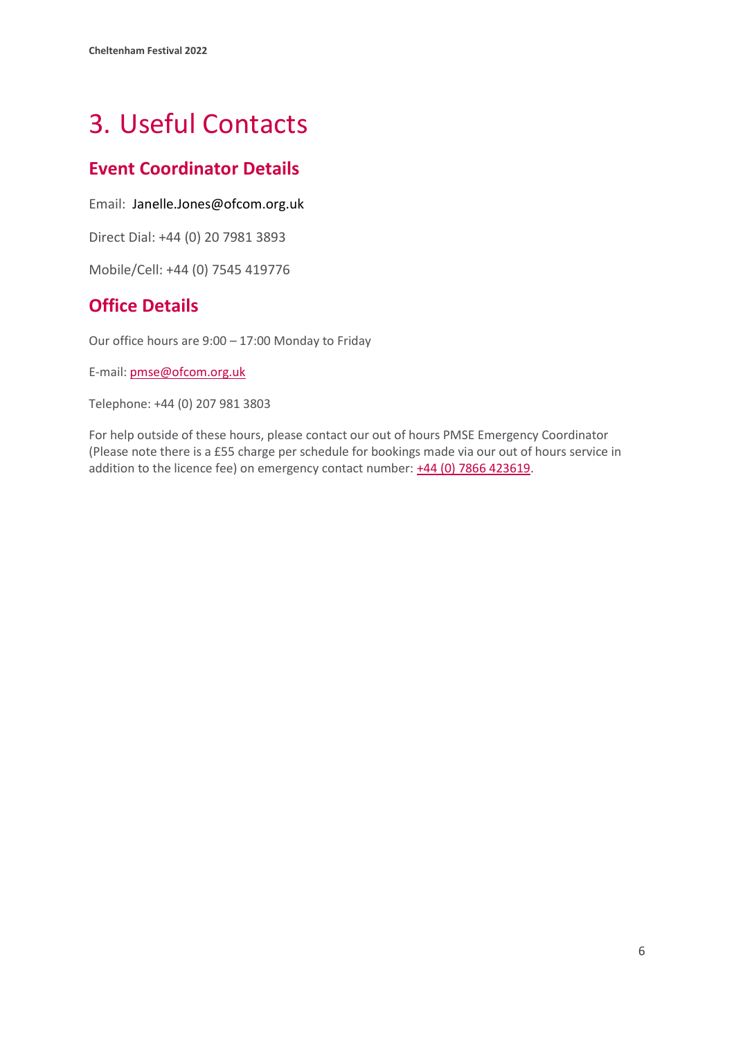# 3. Useful Contacts

## Event Coordinator Details

Email: Janelle.Jones@ofcom.org.uk

Direct Dial: +44 (0) 20 7981 3893

Mobile/Cell: +44 (0) 7545 419776

## Office Details

Our office hours are 9:00 – 17:00 Monday to Friday

E-mail: pmse@ofcom.org.uk

Telephone: +44 (0) 207 981 3803

For help outside of these hours, please contact our out of hours PMSE Emergency Coordinator (Please note there is a £55 charge per schedule for bookings made via our out of hours service in addition to the licence fee) on emergency contact number: +44 (0) 7866 423619.